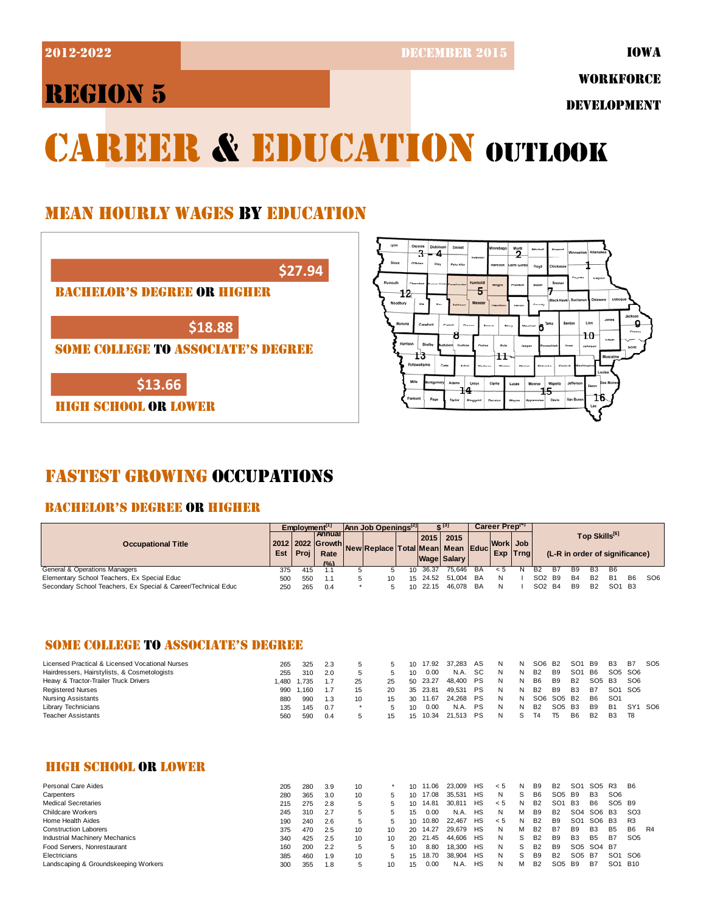2012-2022 | DECEMBER 2015 | IOWA WORKFORCE DEVELOPMENT

# REGION 5

# CAREER & EDUCATION OUTLOOK

## MEAN HOURLY WAGES BY EDUCATION

**$27.94**
BACHELOR'S DEGREE OR HIGHER

**$18.88**
SOME COLLEGE TO ASSOCIATE'S DEGREE

**$13.66**
HIGH SCHOOL OR LOWER

## FASTEST GROWING OCCUPATIONS

### BACHELOR'S DEGREE OR HIGHER

| Occupational Title | Employment[1] | | | Ann Job Openings[2] | | | $[3] | | Career Prep[4] | | | Top Skills[6] (L-R in order of significance) | | | | | | |
|---|---|---|---|---|---|---|---|---|---|---|---|---|---|---|---|---|---|---|
| | 2012 Est | 2022 Proj | Annual Growth Rate (%) | New | Replace | Total | 2015 Mean Wage | 2015 Mean Salary | Educ | Work Exp | Job Trng | | | | | | | |
| General & Operations Managers | 375 | 415 | 1.1 | 5 | 5 | 10 | 36.37 | 75,646 | BA | < 5 | N | B2 | B7 | B9 | B3 | B6 | | |
| Elementary School Teachers, Ex Special Educ | 500 | 550 | 1.1 | 5 | 10 | 15 | 24.52 | 51,004 | BA | N | I | SO2 | B9 | B4 | B2 | B1 | B6 | SO6 |
| Secondary School Teachers, Ex Special & Career/Technical Educ | 250 | 265 | 0.4 | * | 5 | 10 | 22.15 | 46,078 | BA | N | I | SO2 | B4 | B9 | B2 | SO1 | B3 | |

### SOME COLLEGE TO ASSOCIATE'S DEGREE

| Occupational Title | 2012 Est | 2022 Proj | Annual Growth Rate (%) | New | Replace | Total | 2015 Mean Wage | 2015 Mean Salary | Educ | Work Exp | Job Trng | Top Skills | | | | | | |
|---|---|---|---|---|---|---|---|---|---|---|---|---|---|---|---|---|---|---|
| Licensed Practical & Licensed Vocational Nurses | 265 | 325 | 2.3 | 5 | 5 | 10 | 17.92 | 37,283 | AS | N | N | SO6 | B2 | SO1 | B9 | B3 | B7 | SO5 |
| Hairdressers, Hairstylists, & Cosmetologists | 255 | 310 | 2.0 | 5 | 5 | 10 | 0.00 | N.A. | SC | N | N | B2 | B9 | SO1 | B6 | SO5 | SO6 | |
| Heavy & Tractor-Trailer Truck Drivers | 1,480 | 1,735 | 1.7 | 25 | 25 | 50 | 23.27 | 48,400 | PS | N | N | B6 | B9 | B2 | SO5 | B3 | SO6 | |
| Registered Nurses | 990 | 1,160 | 1.7 | 15 | 20 | 35 | 23.81 | 49,531 | PS | N | N | B2 | B9 | B3 | B7 | SO1 | SO5 | |
| Nursing Assistants | 880 | 990 | 1.3 | 10 | 15 | 30 | 11.67 | 24,268 | PS | N | N | SO6 | SO5 | B2 | B6 | SO1 | | |
| Library Technicians | 135 | 145 | 0.7 | * | 5 | 10 | 0.00 | N.A. | PS | N | N | B2 | SO5 | B3 | B9 | B1 | SY1 | SO6 |
| Teacher Assistants | 560 | 590 | 0.4 | 5 | 15 | 15 | 10.34 | 21,513 | PS | N | S | T4 | T5 | B6 | B2 | B3 | T8 | |

### HIGH SCHOOL OR LOWER

| Occupational Title | 2012 Est | 2022 Proj | Annual Growth Rate (%) | New | Replace | Total | 2015 Mean Wage | 2015 Mean Salary | Educ | Work Exp | Job Trng | Top Skills | | | | | | |
|---|---|---|---|---|---|---|---|---|---|---|---|---|---|---|---|---|---|---|
| Personal Care Aides | 205 | 280 | 3.9 | 10 | * | 10 | 11.06 | 23,009 | HS | < 5 | N | B9 | B2 | SO1 | SO5 | R3 | B6 | |
| Carpenters | 280 | 365 | 3.0 | 10 | 5 | 10 | 17.08 | 35,531 | HS | N | S | B6 | SO5 | B9 | B3 | SO6 | | |
| Medical Secretaries | 215 | 275 | 2.8 | 5 | 5 | 10 | 14.81 | 30,811 | HS | < 5 | N | B2 | SO1 | B3 | B6 | SO5 | B9 | |
| Childcare Workers | 245 | 310 | 2.7 | 5 | 5 | 15 | 0.00 | N.A. | HS | N | M | B9 | B2 | SO4 | SO6 | B3 | SO3 | |
| Home Health Aides | 190 | 240 | 2.6 | 5 | 5 | 10 | 10.80 | 22,467 | HS | < 5 | N | B2 | B9 | SO1 | SO6 | B3 | R3 | |
| Construction Laborers | 375 | 470 | 2.5 | 10 | 10 | 20 | 14.27 | 29,679 | HS | N | M | B2 | B7 | B9 | B3 | B5 | B6 | R4 |
| Industrial Machinery Mechanics | 340 | 425 | 2.5 | 10 | 10 | 20 | 21.45 | 44,606 | HS | N | S | B2 | B9 | B3 | B5 | B7 | SO5 | |
| Food Servers, Nonrestaurant | 160 | 200 | 2.2 | 5 | 5 | 10 | 8.80 | 18,300 | HS | N | S | B2 | B9 | SO5 | SO4 | B7 | | |
| Electricians | 385 | 460 | 1.9 | 10 | 5 | 15 | 18.70 | 38,904 | HS | N | S | B9 | B2 | SO5 | B7 | SO1 | SO6 | |
| Landscaping & Groundskeeping Workers | 300 | 355 | 1.8 | 5 | 10 | 15 | 0.00 | N.A. | HS | N | M | B2 | SO5 | B9 | B7 | SO1 | B10 | |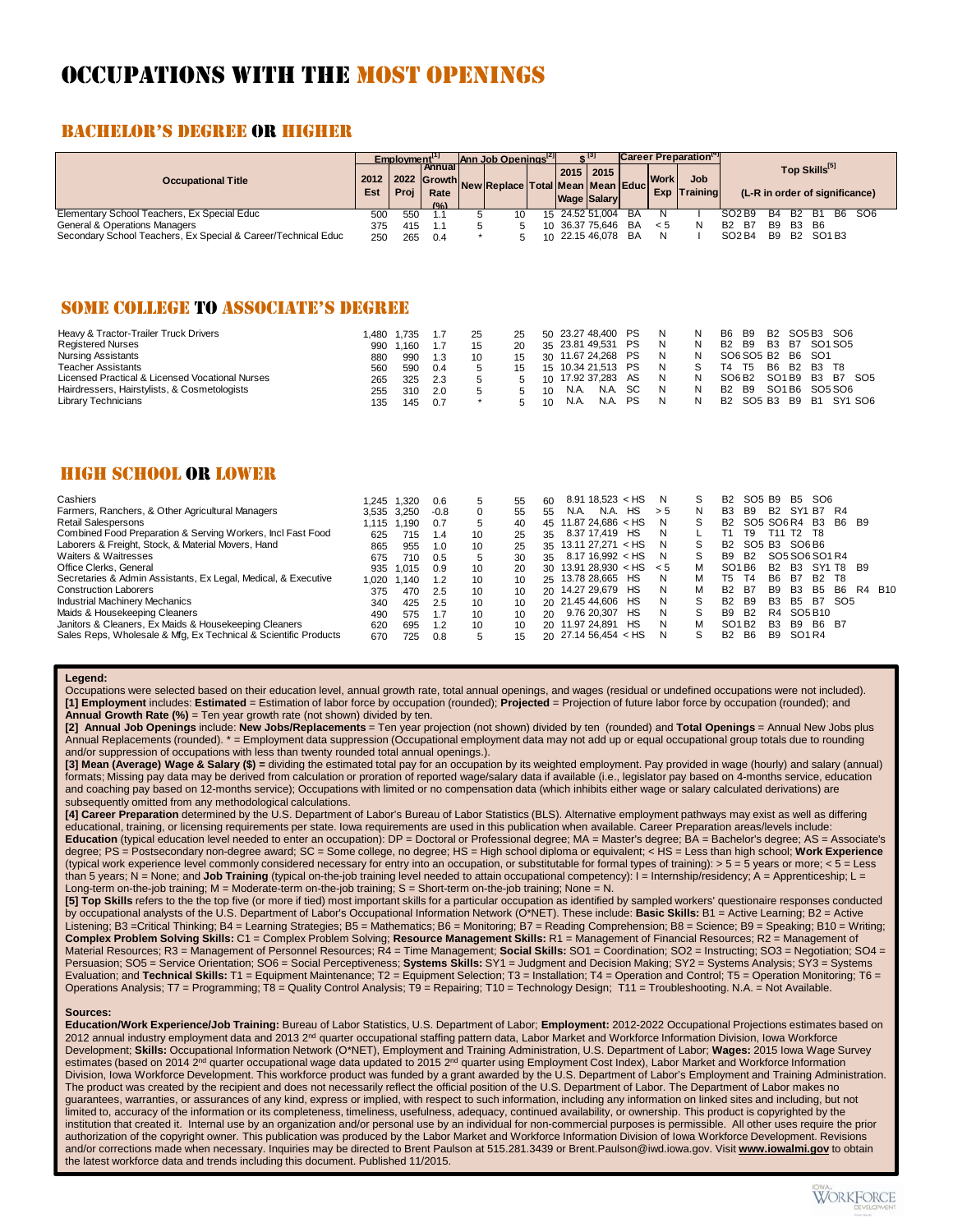# OCCUPATIONS WITH THE MOST OPENINGS

## BACHELOR'S DEGREE OR HIGHER

| Occupational Title | Employment[1] | | | Ann Job Openings[2] | | | $[3] | | Career Preparation[4] | | | Top Skills[5] |
|---|---|---|---|---|---|---|---|---|---|---|---|---|
| | 2012 Est | 2022 Proj | Annual Growth Rate (%) | New | Replace | Total | 2015 Mean Wage | 2015 Mean Salary | Educ | Work Exp | Job Training | (L-R in order of significance) |
| Elementary School Teachers, Ex Special Educ | 500 | 550 | 1.1 | 5 | 10 | 15 | 24.52 | 51,004 | BA | N | I | SO2 B9 B4 B2 B1 B6 SO6 |
| General & Operations Managers | 375 | 415 | 1.1 | 5 | 5 | 10 | 36.37 | 75,646 | BA | < 5 | N | B2 B7 B9 B3 B6 |
| Secondary School Teachers, Ex Special & Career/Technical Educ | 250 | 265 | 0.4 | * | 5 | 10 | 22.15 | 46,078 | BA | N | I | SO2 B4 B9 B2 SO1 B3 |

## SOME COLLEGE TO ASSOCIATE'S DEGREE

| Occupational Title | 2012 Est | 2022 Proj | Annual Growth Rate (%) | New | Replace | Total | 2015 Mean Wage | 2015 Mean Salary | Educ | Work Exp | Job Training | Top Skills |
|---|---|---|---|---|---|---|---|---|---|---|---|---|
| Heavy & Tractor-Trailer Truck Drivers | 1,480 | 1,735 | 1.7 | 25 | 25 | 50 | 23.27 | 48,400 | PS | N | N | B6 B9 B2 SO5 B3 SO6 |
| Registered Nurses | 990 | 1,160 | 1.7 | 15 | 20 | 35 | 23.81 | 49,531 | PS | N | N | B2 B9 B3 B7 SO1 SO5 |
| Nursing Assistants | 880 | 990 | 1.3 | 10 | 15 | 30 | 11.67 | 24,268 | PS | N | N | SO6 SO5 B2 B6 SO1 |
| Teacher Assistants | 560 | 590 | 0.4 | 5 | 15 | 15 | 10.34 | 21,513 | PS | N | S | T4 T5 B6 B2 B3 T8 |
| Licensed Practical & Licensed Vocational Nurses | 265 | 325 | 2.3 | 5 | 5 | 10 | 17.92 | 37,283 | AS | N | N | SO6 B2 SO1 B9 B3 B7 SO5 |
| Hairdressers, Hairstylists, & Cosmetologists | 255 | 310 | 2.0 | 5 | 5 | 10 | N.A. | N.A. | SC | N | N | B2 B9 SO1 B6 SO5 SO6 |
| Library Technicians | 135 | 145 | 0.7 | * | 5 | 10 | N.A. | N.A. | PS | N | N | B2 SO5 B3 B9 B1 SY1 SO6 |

## HIGH SCHOOL OR LOWER

| Occupational Title | 2012 Est | 2022 Proj | Annual Growth Rate (%) | New | Replace | Total | 2015 Mean Wage | 2015 Mean Salary | Educ | Work Exp | Job Training | Top Skills |
|---|---|---|---|---|---|---|---|---|---|---|---|---|
| Cashiers | 1,245 | 1,320 | 0.6 | 5 | 55 | 60 | 8.91 | 18,523 | < HS | N | S | B2 SO5 B9 B5 SO6 |
| Farmers, Ranchers, & Other Agricultural Managers | 3,535 | 3,250 | -0.8 | 0 | 55 | 55 | N.A. | N.A. | HS | > 5 | N | B3 B9 B2 SY1 B7 R4 |
| Retail Salespersons | 1,115 | 1,190 | 0.7 | 5 | 40 | 45 | 11.87 | 24,686 | < HS | N | S | B2 SO5 SO6 R4 B3 B6 B9 |
| Combined Food Preparation & Serving Workers, Incl Fast Food | 625 | 715 | 1.4 | 10 | 25 | 35 | 8.37 | 17,419 | HS | N | L | T1 T9 T11 T2 T8 |
| Laborers & Freight, Stock, & Material Movers, Hand | 865 | 955 | 1.0 | 10 | 25 | 35 | 13.11 | 27,271 | < HS | N | S | B2 SO5 B3 SO6 B6 |
| Waiters & Waitresses | 675 | 710 | 0.5 | 5 | 30 | 35 | 8.17 | 16,992 | < HS | N | S | B9 B2 SO5 SO6 SO1 R4 |
| Office Clerks, General | 935 | 1,015 | 0.9 | 10 | 20 | 30 | 13.91 | 28,930 | < HS | < 5 | M | SO1 B6 B2 B3 SY1 T8 B9 |
| Secretaries & Admin Assistants, Ex Legal, Medical, & Executive | 1,020 | 1,140 | 1.2 | 10 | 15 | 25 | 13.78 | 28,665 | HS | N | M | T5 T4 B6 B7 B2 T8 |
| Construction Laborers | 375 | 470 | 2.5 | 10 | 10 | 20 | 14.27 | 29,679 | HS | N | M | B2 B7 B9 B3 B5 B6 R4 B10 |
| Industrial Machinery Mechanics | 340 | 425 | 2.5 | 10 | 10 | 20 | 21.45 | 44,606 | HS | N | S | B2 B9 B3 B5 B7 SO5 |
| Maids & Housekeeping Cleaners | 490 | 575 | 1.7 | 10 | 10 | 20 | 9.76 | 20,307 | HS | N | S | B9 B2 R4 SO5 B10 |
| Janitors & Cleaners, Ex Maids & Housekeeping Cleaners | 620 | 695 | 1.2 | 10 | 10 | 20 | 11.97 | 24,891 | HS | N | M | SO1 B2 B3 B9 B6 B7 |
| Sales Reps, Wholesale & Mfg, Ex Technical & Scientific Products | 670 | 725 | 0.8 | 5 | 15 | 20 | 27.14 | 56,454 | < HS | N | S | B2 B6 B9 SO1 R4 |

**Legend:**

Occupations were selected based on their education level, annual growth rate, total annual openings, and wages (residual or undefined occupations were not included).
**[1] Employment** includes: **Estimated** = Estimation of labor force by occupation (rounded); **Projected** = Projection of future labor force by occupation (rounded); and **Annual Growth Rate (%)** = Ten year growth rate (not shown) divided by ten.
**[2] Annual Job Openings** include: **New Jobs/Replacements** = Ten year projection (not shown) divided by ten (rounded) and **Total Openings** = Annual New Jobs plus Annual Replacements (rounded). * = Employment data suppression (Occupational employment data may not add up or equal occupational group totals due to rounding and/or suppression of occupations with less than twenty rounded total annual openings.).
**[3] Mean (Average) Wage & Salary ($) =** dividing the estimated total pay for an occupation by its weighted employment. Pay provided in wage (hourly) and salary (annual) formats; Missing pay data may be derived from calculation or proration of reported wage/salary data if available (i.e., legislator pay based on 4-months service, education and coaching pay based on 12-months service); Occupations with limited or no compensation data (which inhibits either wage or salary calculated derivations) are subsequently omitted from any methodological calculations.
**[4] Career Preparation** determined by the U.S. Department of Labor's Bureau of Labor Statistics (BLS). Alternative employment pathways may exist as well as differing educational, training, or licensing requirements per state. Iowa requirements are used in this publication when available. Career Preparation areas/levels include: **Education** (typical education level needed to enter an occupation): DP = Doctoral or Professional degree; MA = Master's degree; BA = Bachelor's degree; AS = Associate's degree; PS = Postsecondary non-degree award; SC = Some college, no degree; HS = High school diploma or equivalent; < HS = Less than high school; **Work Experience** (typical work experience level commonly considered necessary for entry into an occupation, or substitutable for formal types of training): > 5 = 5 years or more; < 5 = Less than 5 years; N = None; and **Job Training** (typical on-the-job training level needed to attain occupational competency): I = Internship/residency; A = Apprenticeship; L = Long-term on-the-job training; M = Moderate-term on-the-job training; S = Short-term on-the-job training; None = N.
**[5] Top Skills** refers to the the top five (or more if tied) most important skills for a particular occupation as identified by sampled workers' questionaire responses conducted by occupational analysts of the U.S. Department of Labor's Occupational Information Network (O*NET). These include: **Basic Skills:** B1 = Active Learning; B2 = Active Listening; B3 =Critical Thinking; B4 = Learning Strategies; B5 = Mathematics; B6 = Monitoring; B7 = Reading Comprehension; B8 = Science; B9 = Speaking; B10 = Writing; **Complex Problem Solving Skills:** C1 = Complex Problem Solving; **Resource Management Skills:** R1 = Management of Financial Resources; R2 = Management of Material Resources; R3 = Management of Personnel Resources; R4 = Time Management; **Social Skills:** SO1 = Coordination; SO2 = Instructing; SO3 = Negotiation; SO4 = Persuasion; SO5 = Service Orientation; SO6 = Social Perceptiveness; **Systems Skills:** SY1 = Judgment and Decision Making; SY2 = Systems Analysis; SY3 = Systems Evaluation; and **Technical Skills:** T1 = Equipment Maintenance; T2 = Equipment Selection; T3 = Installation; T4 = Operation and Control; T5 = Operation Monitoring; T6 = Operations Analysis; T7 = Programming; T8 = Quality Control Analysis; T9 = Repairing; T10 = Technology Design; T11 = Troubleshooting. N.A. = Not Available.

**Sources:**
**Education/Work Experience/Job Training:** Bureau of Labor Statistics, U.S. Department of Labor; **Employment:** 2012-2022 Occupational Projections estimates based on 2012 annual industry employment data and 2013 2nd quarter occupational staffing pattern data, Labor Market and Workforce Information Division, Iowa Workforce Development; **Skills:** Occupational Information Network (O*NET), Employment and Training Administration, U.S. Department of Labor; **Wages:** 2015 Iowa Wage Survey estimates (based on 2014 2nd quarter occupational wage data updated to 2015 2nd quarter using Employment Cost Index), Labor Market and Workforce Information Division, Iowa Workforce Development. This workforce product was funded by a grant awarded by the U.S. Department of Labor's Employment and Training Administration. The product was created by the recipient and does not necessarily reflect the official position of the U.S. Department of Labor. The Department of Labor makes no guarantees, warranties, or assurances of any kind, express or implied, with respect to such information, including any information on linked sites and including, but not limited to, accuracy of the information or its completeness, timeliness, usefulness, adequacy, continued availability, or ownership. This product is copyrighted by the institution that created it. Internal use by an organization and/or personal use by an individual for non-commercial purposes is permissible. All other uses require the prior authorization of the copyright owner. This publication was produced by the Labor Market and Workforce Information Division of Iowa Workforce Development. Revisions and/or corrections made when necessary. Inquiries may be directed to Brent Paulson at 515.281.3439 or Brent.Paulson@iwd.iowa.gov. Visit **www.iowalmi.gov** to obtain the latest workforce data and trends including this document. Published 11/2015.